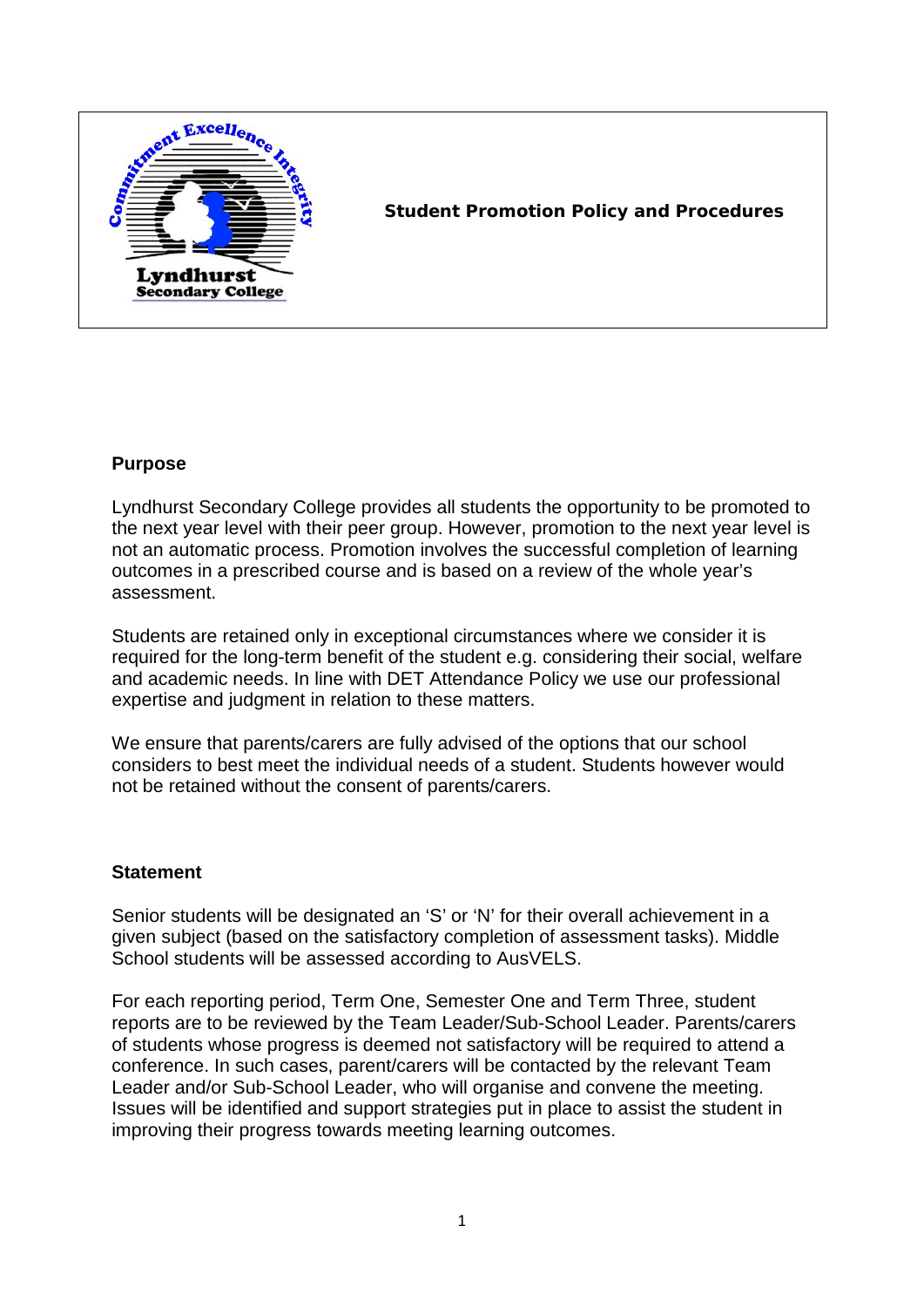# Student Promotion Policy and Procedures

## Purpose

Lyndhurst Secondary College provides all students the opportunity to be promoted to the next year level with their peer group. However, promotion to the next year level is not an automatic process. Promotion involves the successful completion of learning outcomes in a prescribed course and is based on a review of the whole year's assessment.

Students are retained only in exceptional circumstances where we consider it is required for the long-term benefit of the student e.g. considering their social, welfare and academic needs. In line with DET Attendance Policy we use our professional expertise and judgment in relation to these matters.

We ensure that parents/carers are fully advised of the options that our school considers to best meet the individual needs of a student. Students however would not be retained without the consent of parents/carers.

## Statement

Senior students will be designated an 'S' or 'N' for their overall achievement in a given subject (based on the satisfactory completion of assessment tasks). Middle School students will be assessed according to AusVELS.

For each reporting period, Term One, Semester One and Term Three, student reports are to be reviewed by the Team Leader/Sub-School Leader. Parents/carers of students whose progress is deemed not satisfactory will be required to attend a conference. In such cases, parent/carers will be contacted by the relevant Team Leader and/or Sub-School Leader, who will organise and convene the meeting. Issues will be identified and support strategies put in place to assist the student in improving their progress towards meeting learning outcomes.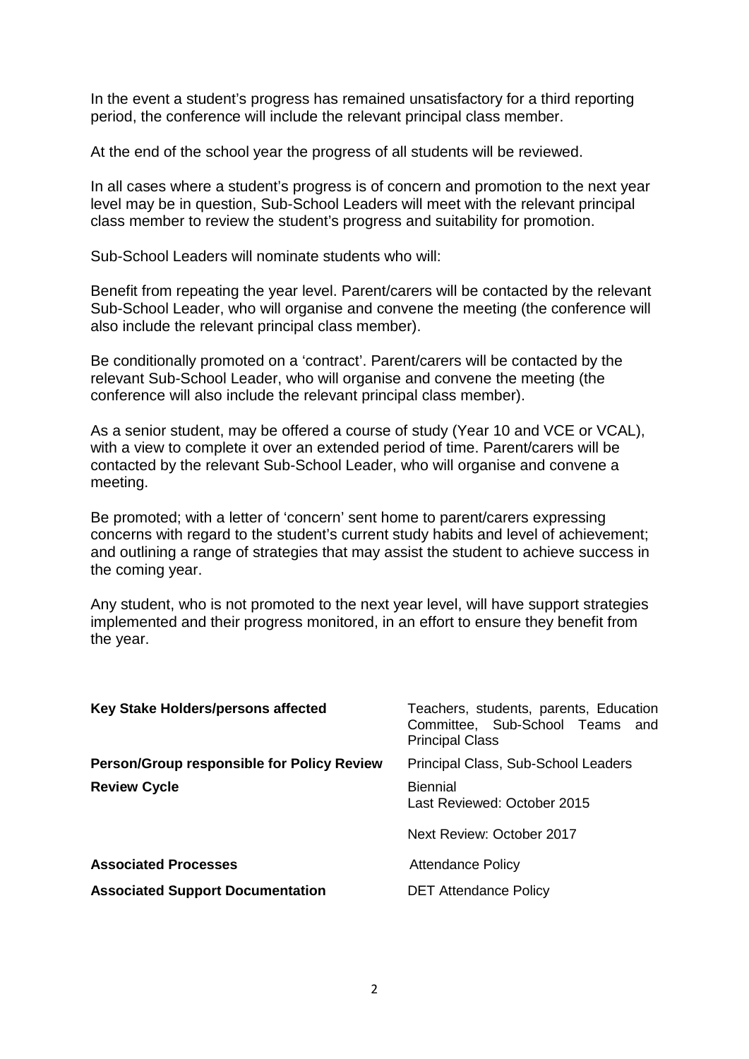In the event a student's progress has remained unsatisfactory for a third reporting period, the conference will include the relevant principal class member.

At the end of the school year the progress of all students will be reviewed.

In all cases where a student's progress is of concern and promotion to the next year level may be in question, Sub-School Leaders will meet with the relevant principal class member to review the student's progress and suitability for promotion.

Sub-School Leaders will nominate students who will:

Benefit from repeating the year level. Parent/carers will be contacted by the relevant Sub-School Leader, who will organise and convene the meeting (the conference will also include the relevant principal class member).

Be conditionally promoted on a 'contract'. Parent/carers will be contacted by the relevant Sub-School Leader, who will organise and convene the meeting (the conference will also include the relevant principal class member).

As a senior student, may be offered a course of study (Year 10 and VCE or VCAL), with a view to complete it over an extended period of time. Parent/carers will be contacted by the relevant Sub-School Leader, who will organise and convene a meeting.

Be promoted; with a letter of 'concern' sent home to parent/carers expressing concerns with regard to the student's current study habits and level of achievement; and outlining a range of strategies that may assist the student to achieve success in the coming year.

Any student, who is not promoted to the next year level, will have support strategies implemented and their progress monitored, in an effort to ensure they benefit from the year.

| | |
|---|---|
| **Key Stake Holders/persons affected** | Teachers, students, parents, Education Committee, Sub-School Teams and Principal Class |
| **Person/Group responsible for Policy Review** | Principal Class, Sub-School Leaders |
| **Review Cycle** | Biennial<br>Last Reviewed: October 2015<br><br>Next Review: October 2017 |
| **Associated Processes** | Attendance Policy |
| **Associated Support Documentation** | DET Attendance Policy |